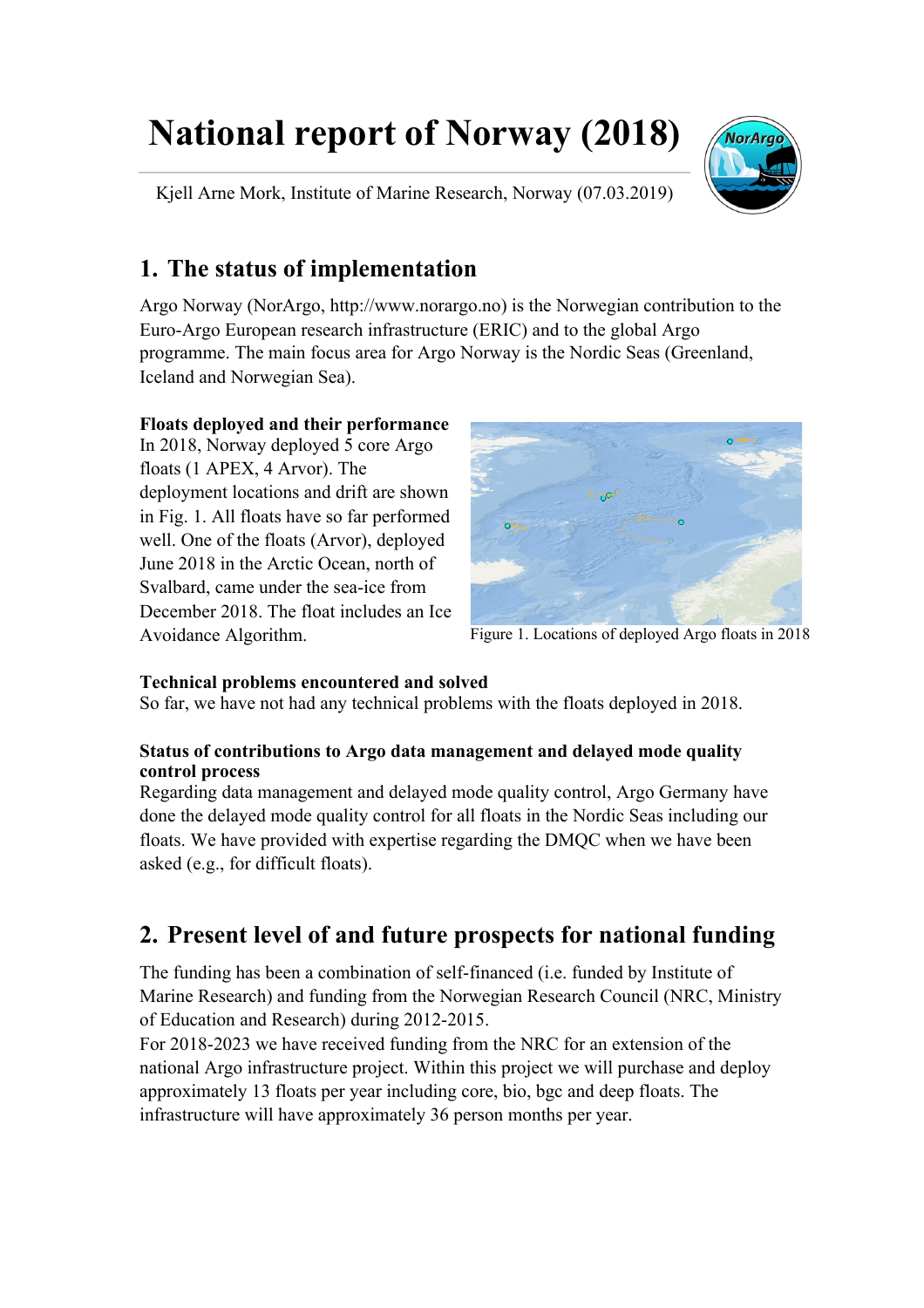# National report of Norway (2018)

Kjell Arne Mork, Institute of Marine Research, Norway (07.03.2019)

## 1. The status of implementation

Argo Norway (NorArgo, http://www.norargo.no) is the Norwegian contribution to the Euro-Argo European research infrastructure (ERIC) and to the global Argo programme. The main focus area for Argo Norway is the Nordic Seas (Greenland, Iceland and Norwegian Sea).

### Floats deployed and their performance

In 2018, Norway deployed 5 core Argo floats (1 APEX, 4 Arvor). The deployment locations and drift are shown in Fig. 1. All floats have so far performed well. One of the floats (Arvor), deployed June 2018 in the Arctic Ocean, north of Svalbard, came under the sea-ice from December 2018. The float includes an Ice Avoidance Algorithm.

Figure 1. Locations of deployed Argo floats in 2018

### Technical problems encountered and solved

So far, we have not had any technical problems with the floats deployed in 2018.

### Status of contributions to Argo data management and delayed mode quality control process

Regarding data management and delayed mode quality control, Argo Germany have done the delayed mode quality control for all floats in the Nordic Seas including our floats. We have provided with expertise regarding the DMQC when we have been asked (e.g., for difficult floats).

## 2. Present level of and future prospects for national funding

The funding has been a combination of self-financed (i.e. funded by Institute of Marine Research) and funding from the Norwegian Research Council (NRC, Ministry of Education and Research) during 2012-2015.

For 2018-2023 we have received funding from the NRC for an extension of the national Argo infrastructure project. Within this project we will purchase and deploy approximately 13 floats per year including core, bio, bgc and deep floats. The infrastructure will have approximately 36 person months per year.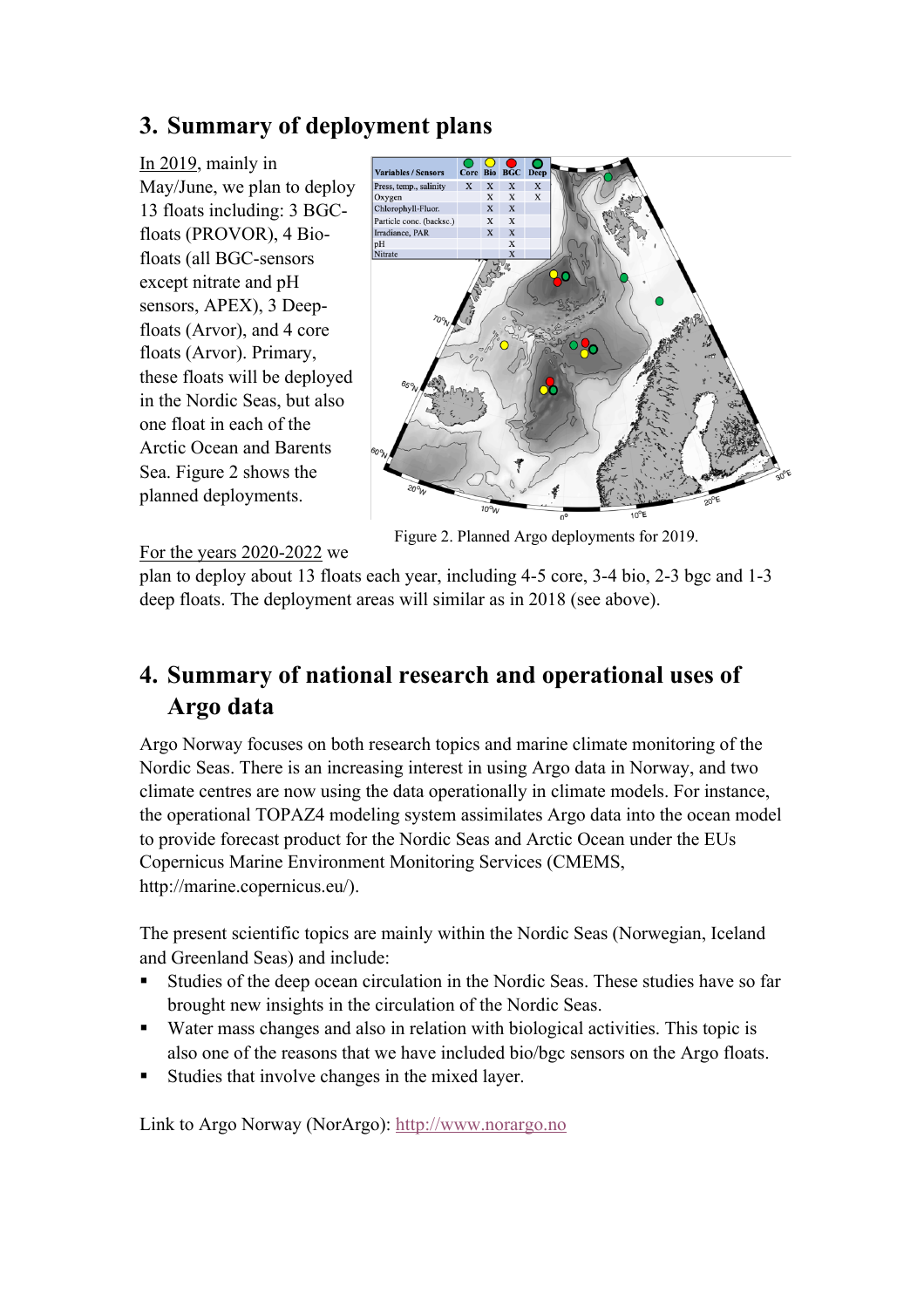## 3. Summary of deployment plans

In 2019, mainly in May/June, we plan to deploy 13 floats including: 3 BGC-floats (PROVOR), 4 Bio-floats (all BGC-sensors except nitrate and pH sensors, APEX), 3 Deep-floats (Arvor), and 4 core floats (Arvor). Primary, these floats will be deployed in the Nordic Seas, but also one float in each of the Arctic Ocean and Barents Sea. Figure 2 shows the planned deployments.

| Variables / Sensors | Core | Bio | BGC | Deep |
|---|---|---|---|---|
| Press, temp., salinity | X | X | X | X |
| Oxygen | | X | X | X |
| Chlorophyll-Fluor. | | X | X | |
| Particle conc. (backsc.) | | X | X | |
| Irradiance, PAR | | X | X | |
| pH | | | X | |
| Nitrate | | | X | |

Figure 2. Planned Argo deployments for 2019.

For the years 2020-2022 we plan to deploy about 13 floats each year, including 4-5 core, 3-4 bio, 2-3 bgc and 1-3 deep floats. The deployment areas will similar as in 2018 (see above).

## 4. Summary of national research and operational uses of Argo data

Argo Norway focuses on both research topics and marine climate monitoring of the Nordic Seas. There is an increasing interest in using Argo data in Norway, and two climate centres are now using the data operationally in climate models. For instance, the operational TOPAZ4 modeling system assimilates Argo data into the ocean model to provide forecast product for the Nordic Seas and Arctic Ocean under the EUs Copernicus Marine Environment Monitoring Services (CMEMS, http://marine.copernicus.eu/).

The present scientific topics are mainly within the Nordic Seas (Norwegian, Iceland and Greenland Seas) and include:

- Studies of the deep ocean circulation in the Nordic Seas. These studies have so far brought new insights in the circulation of the Nordic Seas.
- Water mass changes and also in relation with biological activities. This topic is also one of the reasons that we have included bio/bgc sensors on the Argo floats.
- Studies that involve changes in the mixed layer.

Link to Argo Norway (NorArgo): http://www.norargo.no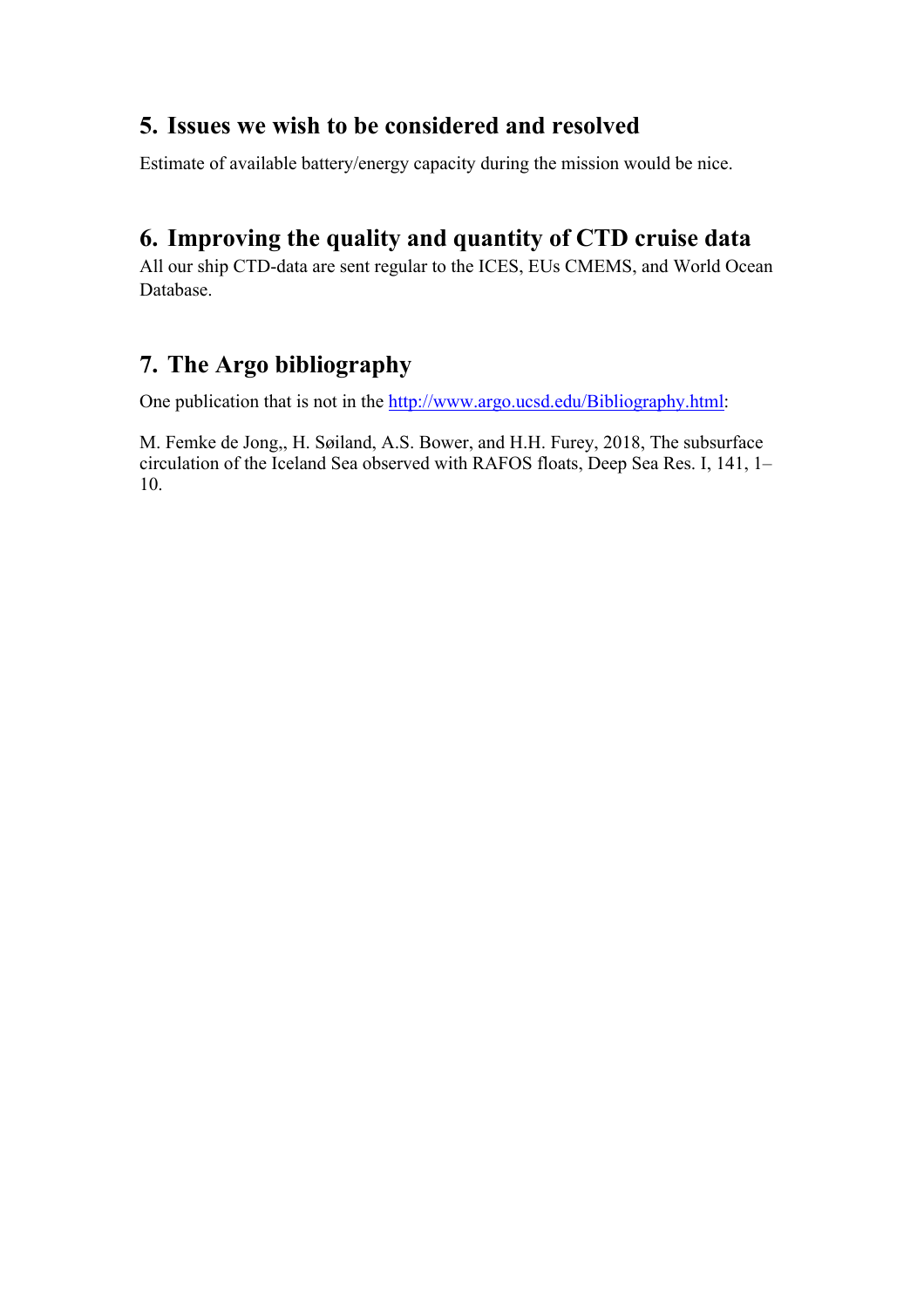## 5. Issues we wish to be considered and resolved

Estimate of available battery/energy capacity during the mission would be nice.

## 6. Improving the quality and quantity of CTD cruise data

All our ship CTD-data are sent regular to the ICES, EUs CMEMS, and World Ocean Database.

## 7. The Argo bibliography

One publication that is not in the http://www.argo.ucsd.edu/Bibliography.html:

M. Femke de Jong,, H. Søiland, A.S. Bower, and H.H. Furey, 2018, The subsurface circulation of the Iceland Sea observed with RAFOS floats, Deep Sea Res. I, 141, 1–10.